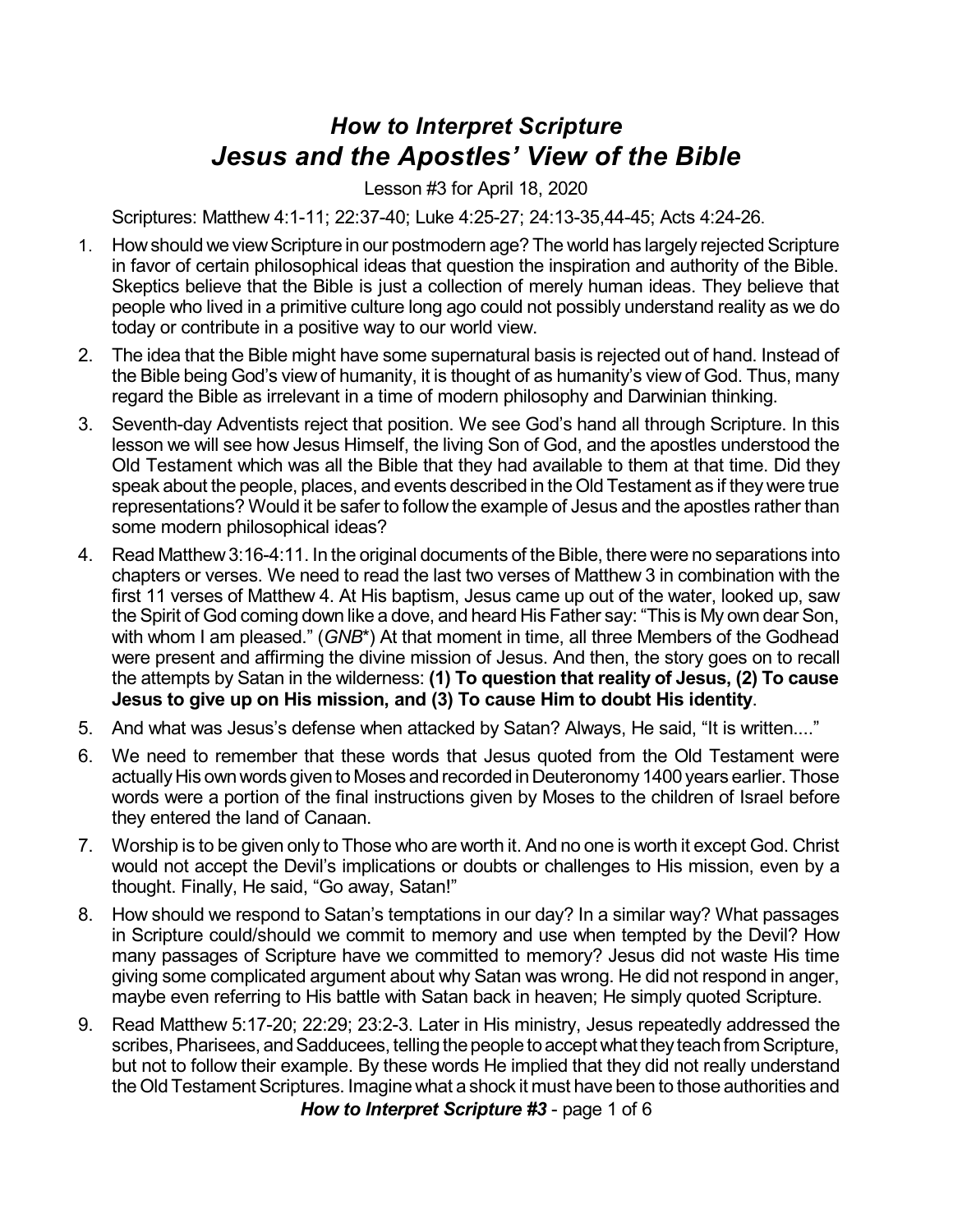# *How to Interpret Scripture*
# *Jesus and the Apostles' View of the Bible*

Lesson #3 for April 18, 2020

Scriptures: Matthew 4:1-11; 22:37-40; Luke 4:25-27; 24:13-35,44-45; Acts 4:24-26.

1. How should we view Scripture in our postmodern age? The world has largely rejected Scripture in favor of certain philosophical ideas that question the inspiration and authority of the Bible. Skeptics believe that the Bible is just a collection of merely human ideas. They believe that people who lived in a primitive culture long ago could not possibly understand reality as we do today or contribute in a positive way to our world view.
2. The idea that the Bible might have some supernatural basis is rejected out of hand. Instead of the Bible being God's view of humanity, it is thought of as humanity's view of God. Thus, many regard the Bible as irrelevant in a time of modern philosophy and Darwinian thinking.
3. Seventh-day Adventists reject that position. We see God's hand all through Scripture. In this lesson we will see how Jesus Himself, the living Son of God, and the apostles understood the Old Testament which was all the Bible that they had available to them at that time. Did they speak about the people, places, and events described in the Old Testament as if they were true representations? Would it be safer to follow the example of Jesus and the apostles rather than some modern philosophical ideas?
4. Read Matthew 3:16-4:11. In the original documents of the Bible, there were no separations into chapters or verses. We need to read the last two verses of Matthew 3 in combination with the first 11 verses of Matthew 4. At His baptism, Jesus came up out of the water, looked up, saw the Spirit of God coming down like a dove, and heard His Father say: "This is My own dear Son, with whom I am pleased." (*GNB*\*) At that moment in time, all three Members of the Godhead were present and affirming the divine mission of Jesus. And then, the story goes on to recall the attempts by Satan in the wilderness: **(1) To question that reality of Jesus, (2) To cause Jesus to give up on His mission, and (3) To cause Him to doubt His identity**.
5. And what was Jesus's defense when attacked by Satan? Always, He said, "It is written...."
6. We need to remember that these words that Jesus quoted from the Old Testament were actually His own words given to Moses and recorded in Deuteronomy 1400 years earlier. Those words were a portion of the final instructions given by Moses to the children of Israel before they entered the land of Canaan.
7. Worship is to be given only to Those who are worth it. And no one is worth it except God. Christ would not accept the Devil's implications or doubts or challenges to His mission, even by a thought. Finally, He said, "Go away, Satan!"
8. How should we respond to Satan's temptations in our day? In a similar way? What passages in Scripture could/should we commit to memory and use when tempted by the Devil? How many passages of Scripture have we committed to memory? Jesus did not waste His time giving some complicated argument about why Satan was wrong. He did not respond in anger, maybe even referring to His battle with Satan back in heaven; He simply quoted Scripture.
9. Read Matthew 5:17-20; 22:29; 23:2-3. Later in His ministry, Jesus repeatedly addressed the scribes, Pharisees, and Sadducees, telling the people to accept what they teach from Scripture, but not to follow their example. By these words He implied that they did not really understand the Old Testament Scriptures. Imagine what a shock it must have been to those authorities and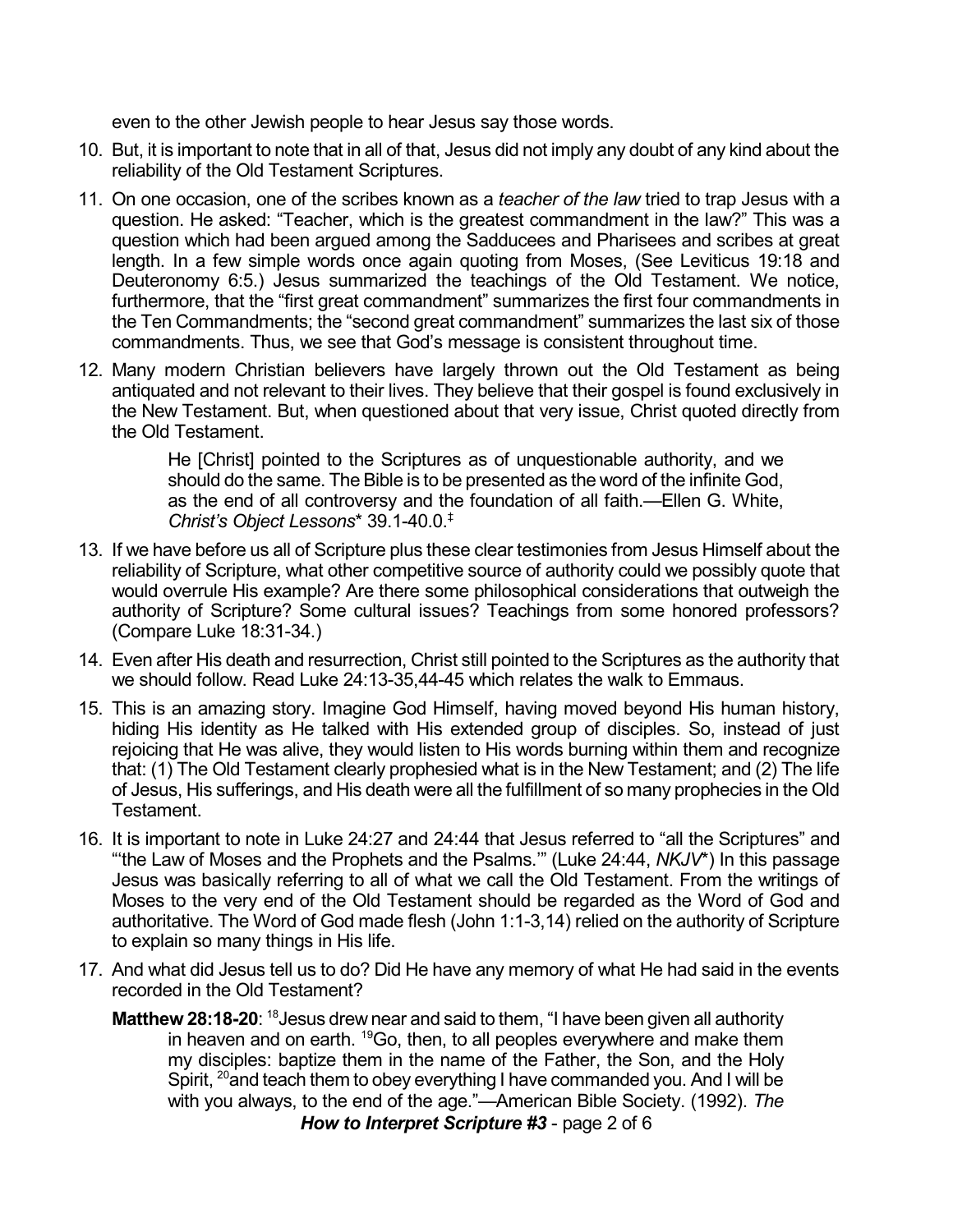even to the other Jewish people to hear Jesus say those words.

10. But, it is important to note that in all of that, Jesus did not imply any doubt of any kind about the reliability of the Old Testament Scriptures.

11. On one occasion, one of the scribes known as a *teacher of the law* tried to trap Jesus with a question. He asked: "Teacher, which is the greatest commandment in the law?" This was a question which had been argued among the Sadducees and Pharisees and scribes at great length. In a few simple words once again quoting from Moses, (See Leviticus 19:18 and Deuteronomy 6:5.) Jesus summarized the teachings of the Old Testament. We notice, furthermore, that the "first great commandment" summarizes the first four commandments in the Ten Commandments; the "second great commandment" summarizes the last six of those commandments. Thus, we see that God's message is consistent throughout time.

12. Many modern Christian believers have largely thrown out the Old Testament as being antiquated and not relevant to their lives. They believe that their gospel is found exclusively in the New Testament. But, when questioned about that very issue, Christ quoted directly from the Old Testament.

    > He [Christ] pointed to the Scriptures as of unquestionable authority, and we should do the same. The Bible is to be presented as the word of the infinite God, as the end of all controversy and the foundation of all faith.—Ellen G. White, *Christ's Object Lessons*\* 39.1-40.0.‡

13. If we have before us all of Scripture plus these clear testimonies from Jesus Himself about the reliability of Scripture, what other competitive source of authority could we possibly quote that would overrule His example? Are there some philosophical considerations that outweigh the authority of Scripture? Some cultural issues? Teachings from some honored professors? (Compare Luke 18:31-34.)

14. Even after His death and resurrection, Christ still pointed to the Scriptures as the authority that we should follow. Read Luke 24:13-35,44-45 which relates the walk to Emmaus.

15. This is an amazing story. Imagine God Himself, having moved beyond His human history, hiding His identity as He talked with His extended group of disciples. So, instead of just rejoicing that He was alive, they would listen to His words burning within them and recognize that: (1) The Old Testament clearly prophesied what is in the New Testament; and (2) The life of Jesus, His sufferings, and His death were all the fulfillment of so many prophecies in the Old Testament.

16. It is important to note in Luke 24:27 and 24:44 that Jesus referred to "all the Scriptures" and "'the Law of Moses and the Prophets and the Psalms.'" (Luke 24:44, *NKJV*\*) In this passage Jesus was basically referring to all of what we call the Old Testament. From the writings of Moses to the very end of the Old Testament should be regarded as the Word of God and authoritative. The Word of God made flesh (John 1:1-3,14) relied on the authority of Scripture to explain so many things in His life.

17. And what did Jesus tell us to do? Did He have any memory of what He had said in the events recorded in the Old Testament?

    **Matthew 28:18-20**: [18]Jesus drew near and said to them, "I have been given all authority in heaven and on earth. [19]Go, then, to all peoples everywhere and make them my disciples: baptize them in the name of the Father, the Son, and the Holy Spirit, [20]and teach them to obey everything I have commanded you. And I will be with you always, to the end of the age."—American Bible Society. (1992). *The*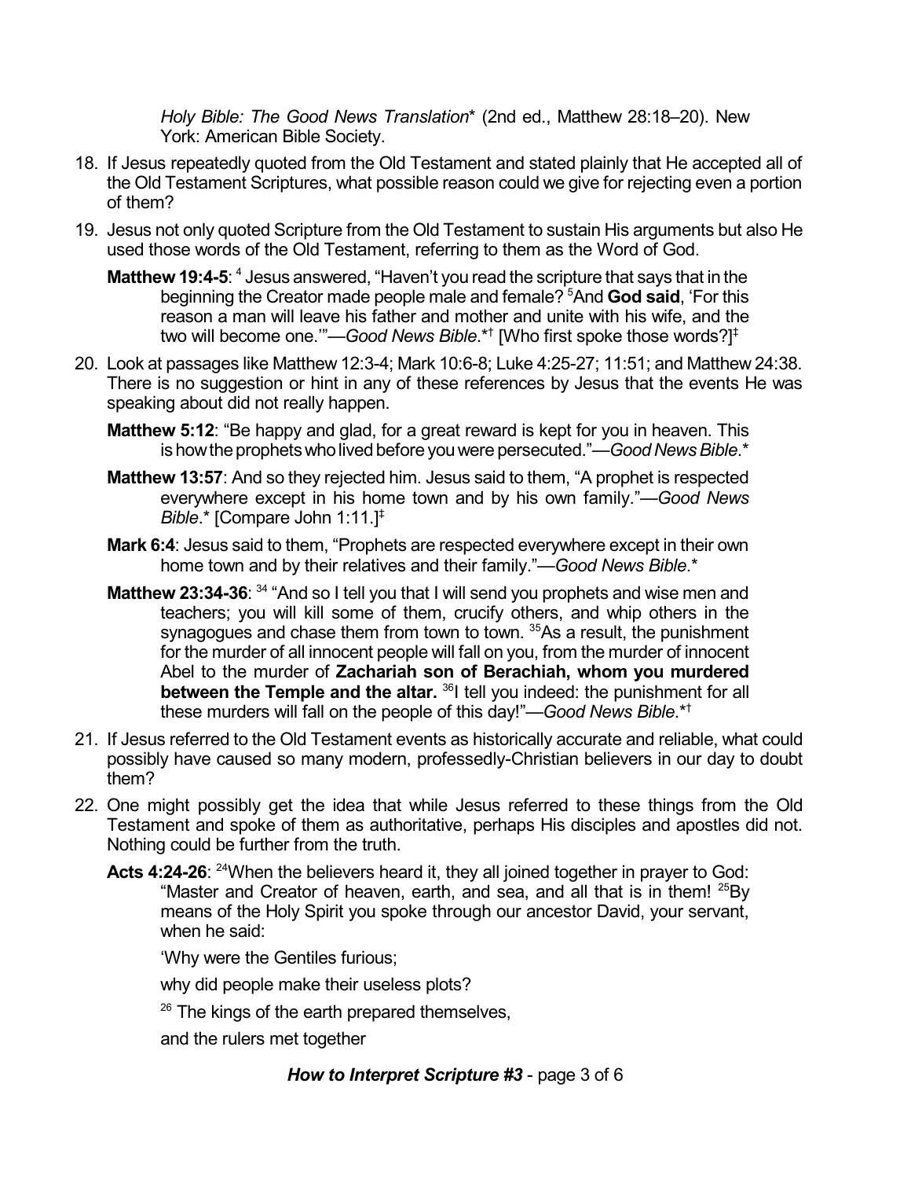*Holy Bible: The Good News Translation** (2nd ed., Matthew 28:18–20). New York: American Bible Society.

18. If Jesus repeatedly quoted from the Old Testament and stated plainly that He accepted all of the Old Testament Scriptures, what possible reason could we give for rejecting even a portion of them?

19. Jesus not only quoted Scripture from the Old Testament to sustain His arguments but also He used those words of the Old Testament, referring to them as the Word of God.

    **Matthew 19:4-5**: [4] Jesus answered, "Haven't you read the scripture that says that in the beginning the Creator made people male and female? [5]And **God said**, 'For this reason a man will leave his father and mother and unite with his wife, and the two will become one.'"—*Good News Bible*.*† [Who first spoke those words?]‡

20. Look at passages like Matthew 12:3-4; Mark 10:6-8; Luke 4:25-27; 11:51; and Matthew 24:38. There is no suggestion or hint in any of these references by Jesus that the events He was speaking about did not really happen.

    **Matthew 5:12**: "Be happy and glad, for a great reward is kept for you in heaven. This is how the prophets who lived before you were persecuted."—*Good News Bible*.*

    **Matthew 13:57**: And so they rejected him. Jesus said to them, "A prophet is respected everywhere except in his home town and by his own family."—*Good News Bible*.* [Compare John 1:11.]‡

    **Mark 6:4**: Jesus said to them, "Prophets are respected everywhere except in their own home town and by their relatives and their family."—*Good News Bible*.*

    **Matthew 23:34-36**: [34] "And so I tell you that I will send you prophets and wise men and teachers; you will kill some of them, crucify others, and whip others in the synagogues and chase them from town to town. [35]As a result, the punishment for the murder of all innocent people will fall on you, from the murder of innocent Abel to the murder of **Zachariah son of Berachiah, whom you murdered between the Temple and the altar.** [36]I tell you indeed: the punishment for all these murders will fall on the people of this day!"—*Good News Bible*.*†

21. If Jesus referred to the Old Testament events as historically accurate and reliable, what could possibly have caused so many modern, professedly-Christian believers in our day to doubt them?

22. One might possibly get the idea that while Jesus referred to these things from the Old Testament and spoke of them as authoritative, perhaps His disciples and apostles did not. Nothing could be further from the truth.

    **Acts 4:24-26**: [24]When the believers heard it, they all joined together in prayer to God: "Master and Creator of heaven, earth, and sea, and all that is in them! [25]By means of the Holy Spirit you spoke through our ancestor David, your servant, when he said:

    'Why were the Gentiles furious;

    why did people make their useless plots?

    [26] The kings of the earth prepared themselves,

    and the rulers met together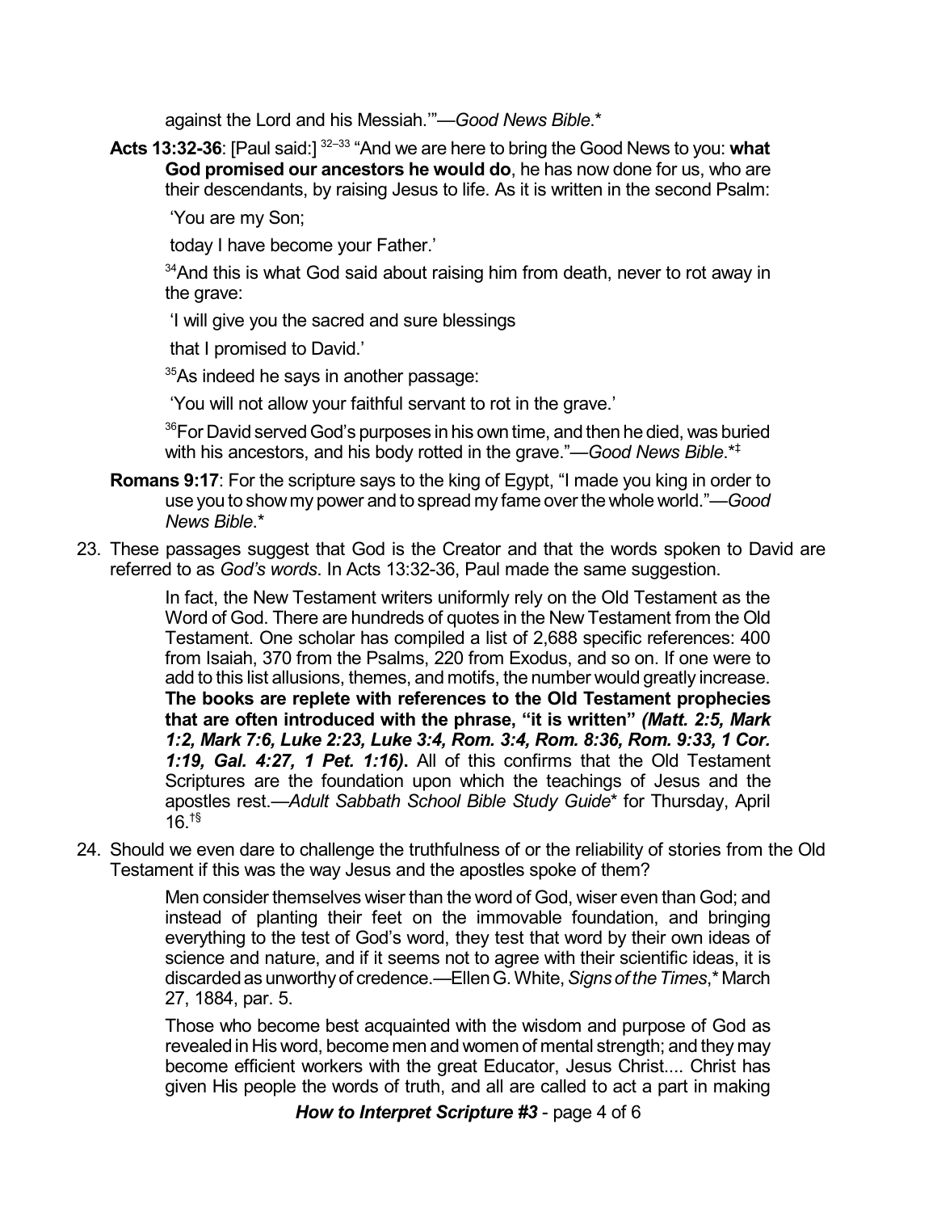against the Lord and his Messiah.'"—*Good News Bible*.*

**Acts 13:32-36**: [Paul said:] [32–33] "And we are here to bring the Good News to you: **what God promised our ancestors he would do**, he has now done for us, who are their descendants, by raising Jesus to life. As it is written in the second Psalm:

> 'You are my Son;
>
> today I have become your Father.'
>
> [34]And this is what God said about raising him from death, never to rot away in the grave:
>
> 'I will give you the sacred and sure blessings
>
> that I promised to David.'
>
> [35]As indeed he says in another passage:
>
> 'You will not allow your faithful servant to rot in the grave.'
>
> [36]For David served God's purposes in his own time, and then he died, was buried with his ancestors, and his body rotted in the grave."—*Good News Bible*.*‡

**Romans 9:17**: For the scripture says to the king of Egypt, "I made you king in order to use you to show my power and to spread my fame over the whole world."—*Good News Bible*.*

23. These passages suggest that God is the Creator and that the words spoken to David are referred to as *God's words*. In Acts 13:32-36, Paul made the same suggestion.

> In fact, the New Testament writers uniformly rely on the Old Testament as the Word of God. There are hundreds of quotes in the New Testament from the Old Testament. One scholar has compiled a list of 2,688 specific references: 400 from Isaiah, 370 from the Psalms, 220 from Exodus, and so on. If one were to add to this list allusions, themes, and motifs, the number would greatly increase. **The books are replete with references to the Old Testament prophecies that are often introduced with the phrase, "it is written"** ***(Matt. 2:5, Mark 1:2, Mark 7:6, Luke 2:23, Luke 3:4, Rom. 3:4, Rom. 8:36, Rom. 9:33, 1 Cor. 1:19, Gal. 4:27, 1 Pet. 1:16)***. All of this confirms that the Old Testament Scriptures are the foundation upon which the teachings of Jesus and the apostles rest.—*Adult Sabbath School Bible Study Guide** for Thursday, April 16.†§

24. Should we even dare to challenge the truthfulness of or the reliability of stories from the Old Testament if this was the way Jesus and the apostles spoke of them?

> Men consider themselves wiser than the word of God, wiser even than God; and instead of planting their feet on the immovable foundation, and bringing everything to the test of God's word, they test that word by their own ideas of science and nature, and if it seems not to agree with their scientific ideas, it is discarded as unworthy of credence.—Ellen G. White, *Signs of the Times*,* March 27, 1884, par. 5.
>
> Those who become best acquainted with the wisdom and purpose of God as revealed in His word, become men and women of mental strength; and they may become efficient workers with the great Educator, Jesus Christ.... Christ has given His people the words of truth, and all are called to act a part in making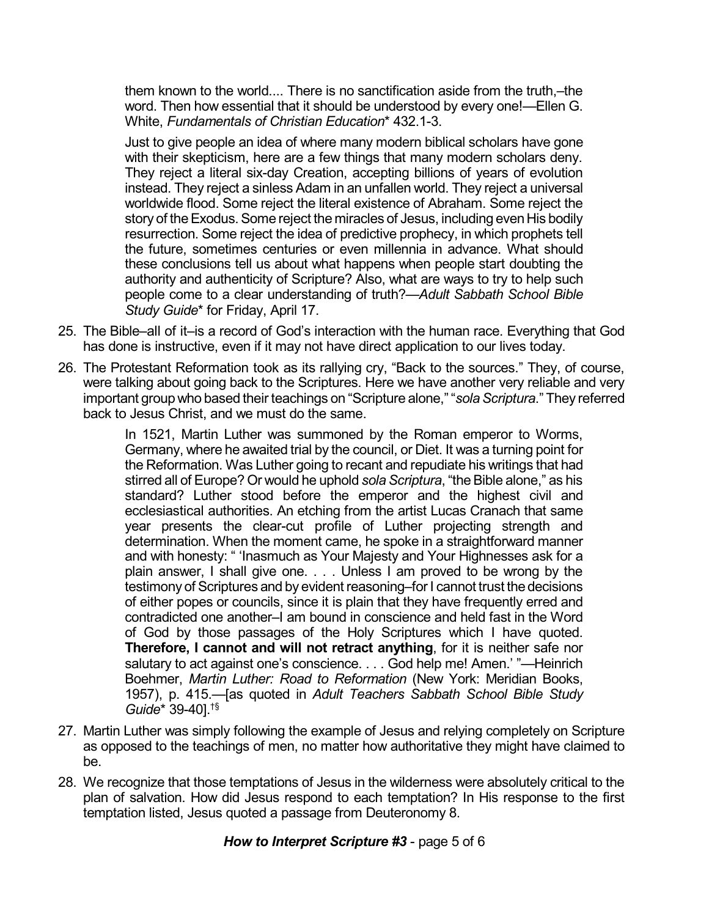> them known to the world.... There is no sanctification aside from the truth,–the word. Then how essential that it should be understood by every one!—Ellen G. White, *Fundamentals of Christian Education*\* 432.1-3.

> Just to give people an idea of where many modern biblical scholars have gone with their skepticism, here are a few things that many modern scholars deny. They reject a literal six-day Creation, accepting billions of years of evolution instead. They reject a sinless Adam in an unfallen world. They reject a universal worldwide flood. Some reject the literal existence of Abraham. Some reject the story of the Exodus. Some reject the miracles of Jesus, including even His bodily resurrection. Some reject the idea of predictive prophecy, in which prophets tell the future, sometimes centuries or even millennia in advance. What should these conclusions tell us about what happens when people start doubting the authority and authenticity of Scripture? Also, what are ways to try to help such people come to a clear understanding of truth?—*Adult Sabbath School Bible Study Guide*\* for Friday, April 17.

25. The Bible–all of it–is a record of God's interaction with the human race. Everything that God has done is instructive, even if it may not have direct application to our lives today.
26. The Protestant Reformation took as its rallying cry, "Back to the sources." They, of course, were talking about going back to the Scriptures. Here we have another very reliable and very important group who based their teachings on "Scripture alone," "*sola Scriptura*." They referred back to Jesus Christ, and we must do the same.

> In 1521, Martin Luther was summoned by the Roman emperor to Worms, Germany, where he awaited trial by the council, or Diet. It was a turning point for the Reformation. Was Luther going to recant and repudiate his writings that had stirred all of Europe? Or would he uphold *sola Scriptura*, "the Bible alone," as his standard? Luther stood before the emperor and the highest civil and ecclesiastical authorities. An etching from the artist Lucas Cranach that same year presents the clear-cut profile of Luther projecting strength and determination. When the moment came, he spoke in a straightforward manner and with honesty: " 'Inasmuch as Your Majesty and Your Highnesses ask for a plain answer, I shall give one. . . . Unless I am proved to be wrong by the testimony of Scriptures and by evident reasoning–for I cannot trust the decisions of either popes or councils, since it is plain that they have frequently erred and contradicted one another–I am bound in conscience and held fast in the Word of God by those passages of the Holy Scriptures which I have quoted. **Therefore, I cannot and will not retract anything**, for it is neither safe nor salutary to act against one's conscience. . . . God help me! Amen.' "—Heinrich Boehmer, *Martin Luther: Road to Reformation* (New York: Meridian Books, 1957), p. 415.—[as quoted in *Adult Teachers Sabbath School Bible Study Guide*\* 39-40].†§

27. Martin Luther was simply following the example of Jesus and relying completely on Scripture as opposed to the teachings of men, no matter how authoritative they might have claimed to be.
28. We recognize that those temptations of Jesus in the wilderness were absolutely critical to the plan of salvation. How did Jesus respond to each temptation? In His response to the first temptation listed, Jesus quoted a passage from Deuteronomy 8.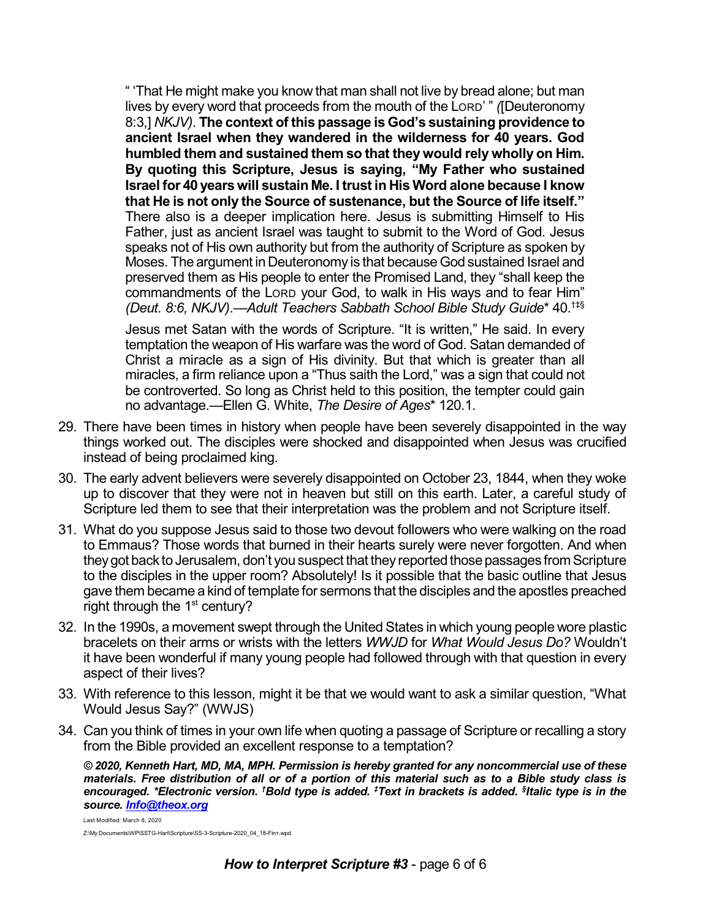" 'That He might make you know that man shall not live by bread alone; but man lives by every word that proceeds from the mouth of the LORD' " *(*[Deuteronomy 8:3,] *NKJV)*. **The context of this passage is God's sustaining providence to ancient Israel when they wandered in the wilderness for 40 years. God humbled them and sustained them so that they would rely wholly on Him. By quoting this Scripture, Jesus is saying, "My Father who sustained Israel for 40 years will sustain Me. I trust in His Word alone because I know that He is not only the Source of sustenance, but the Source of life itself."** There also is a deeper implication here. Jesus is submitting Himself to His Father, just as ancient Israel was taught to submit to the Word of God. Jesus speaks not of His own authority but from the authority of Scripture as spoken by Moses. The argument in Deuteronomy is that because God sustained Israel and preserved them as His people to enter the Promised Land, they "shall keep the commandments of the LORD your God, to walk in His ways and to fear Him" *(Deut. 8:6, NKJV)*.—*Adult Teachers Sabbath School Bible Study Guide*\* 40.†‡§

Jesus met Satan with the words of Scripture. "It is written," He said. In every temptation the weapon of His warfare was the word of God. Satan demanded of Christ a miracle as a sign of His divinity. But that which is greater than all miracles, a firm reliance upon a "Thus saith the Lord," was a sign that could not be controverted. So long as Christ held to this position, the tempter could gain no advantage.—Ellen G. White, *The Desire of Ages*\* 120.1.

29. There have been times in history when people have been severely disappointed in the way things worked out. The disciples were shocked and disappointed when Jesus was crucified instead of being proclaimed king.
30. The early advent believers were severely disappointed on October 23, 1844, when they woke up to discover that they were not in heaven but still on this earth. Later, a careful study of Scripture led them to see that their interpretation was the problem and not Scripture itself.
31. What do you suppose Jesus said to those two devout followers who were walking on the road to Emmaus? Those words that burned in their hearts surely were never forgotten. And when they got back to Jerusalem, don't you suspect that they reported those passages from Scripture to the disciples in the upper room? Absolutely! Is it possible that the basic outline that Jesus gave them became a kind of template for sermons that the disciples and the apostles preached right through the 1st century?
32. In the 1990s, a movement swept through the United States in which young people wore plastic bracelets on their arms or wrists with the letters *WWJD* for *What Would Jesus Do?* Wouldn't it have been wonderful if many young people had followed through with that question in every aspect of their lives?
33. With reference to this lesson, might it be that we would want to ask a similar question, "What Would Jesus Say?" (WWJS)
34. Can you think of times in your own life when quoting a passage of Scripture or recalling a story from the Bible provided an excellent response to a temptation?

***© 2020, Kenneth Hart, MD, MA, MPH. Permission is hereby granted for any noncommercial use of these materials. Free distribution of all or of a portion of this material such as to a Bible study class is encouraged. \*Electronic version. †Bold type is added. ‡Text in brackets is added. §Italic type is in the source. Info@theox.org***

Last Modified: March 8, 2020

Z:\My Documents\WP\SSTG-Hart\Scripture\SS-3-Scripture-2020_04_18-Fin+.wpd